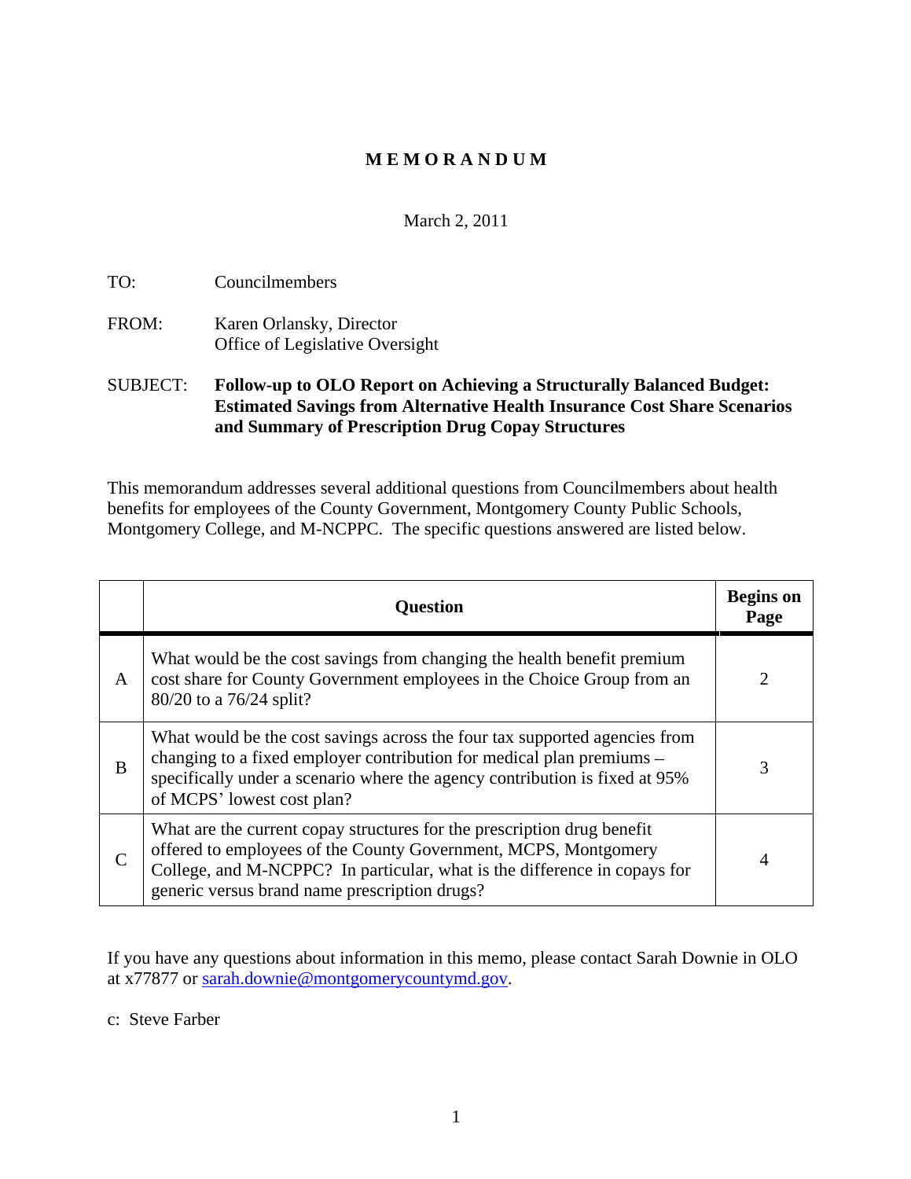# MEMORANDUM

March 2, 2011

TO: Councilmembers

FROM: Karen Orlansky, Director
Office of Legislative Oversight

SUBJECT: **Follow-up to OLO Report on Achieving a Structurally Balanced Budget: Estimated Savings from Alternative Health Insurance Cost Share Scenarios and Summary of Prescription Drug Copay Structures**

This memorandum addresses several additional questions from Councilmembers about health benefits for employees of the County Government, Montgomery County Public Schools, Montgomery College, and M-NCPPC. The specific questions answered are listed below.

| | Question | Begins on Page |
|---|---|---|
| A | What would be the cost savings from changing the health benefit premium cost share for County Government employees in the Choice Group from an 80/20 to a 76/24 split? | 2 |
| B | What would be the cost savings across the four tax supported agencies from changing to a fixed employer contribution for medical plan premiums – specifically under a scenario where the agency contribution is fixed at 95% of MCPS' lowest cost plan? | 3 |
| C | What are the current copay structures for the prescription drug benefit offered to employees of the County Government, MCPS, Montgomery College, and M-NCPPC? In particular, what is the difference in copays for generic versus brand name prescription drugs? | 4 |

If you have any questions about information in this memo, please contact Sarah Downie in OLO at x77877 or sarah.downie@montgomerycountymd.gov.

c: Steve Farber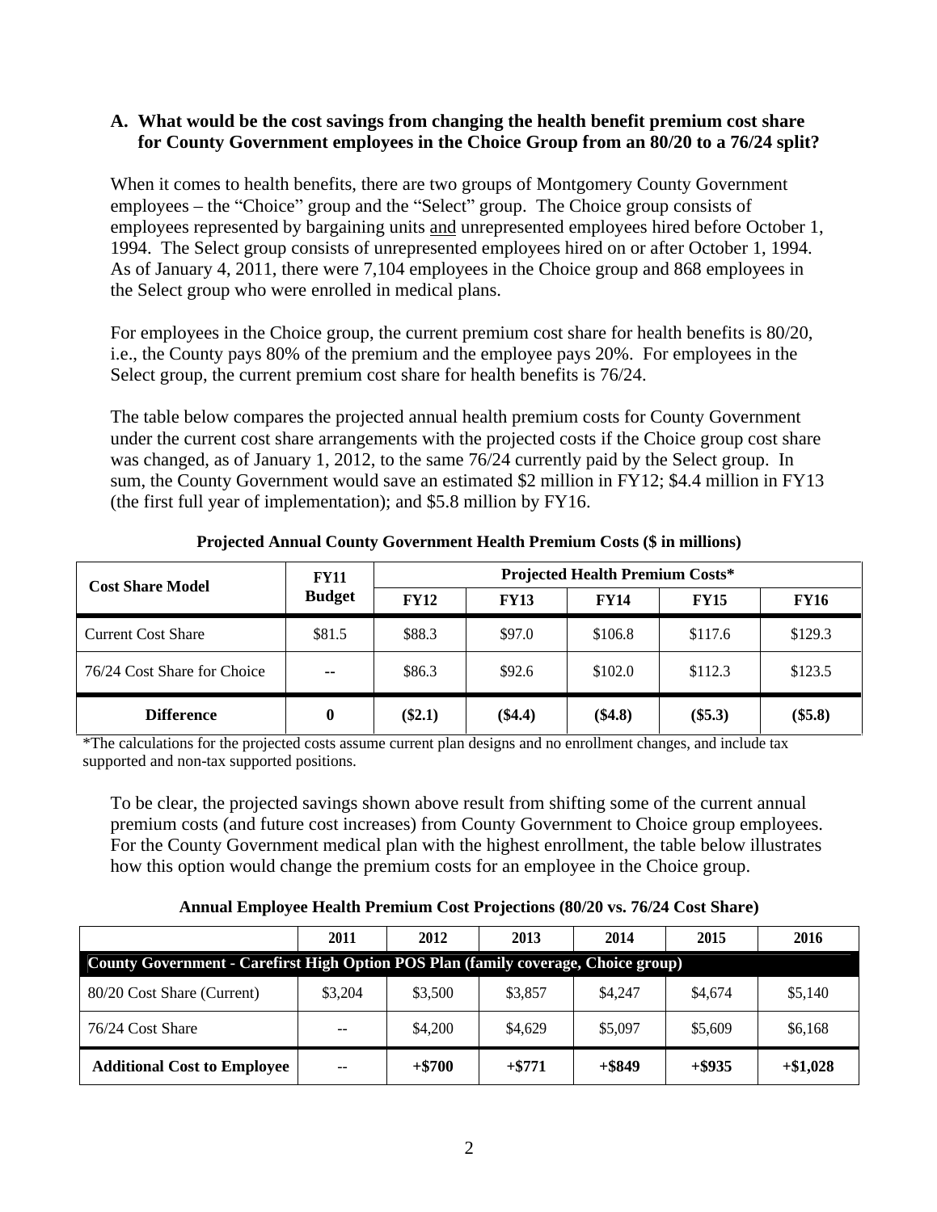**A. What would be the cost savings from changing the health benefit premium cost share for County Government employees in the Choice Group from an 80/20 to a 76/24 split?**

When it comes to health benefits, there are two groups of Montgomery County Government employees – the "Choice" group and the "Select" group. The Choice group consists of employees represented by bargaining units and unrepresented employees hired before October 1, 1994. The Select group consists of unrepresented employees hired on or after October 1, 1994. As of January 4, 2011, there were 7,104 employees in the Choice group and 868 employees in the Select group who were enrolled in medical plans.

For employees in the Choice group, the current premium cost share for health benefits is 80/20, i.e., the County pays 80% of the premium and the employee pays 20%. For employees in the Select group, the current premium cost share for health benefits is 76/24.

The table below compares the projected annual health premium costs for County Government under the current cost share arrangements with the projected costs if the Choice group cost share was changed, as of January 1, 2012, to the same 76/24 currently paid by the Select group. In sum, the County Government would save an estimated $2 million in FY12; $4.4 million in FY13 (the first full year of implementation); and $5.8 million by FY16.

**Projected Annual County Government Health Premium Costs ($ in millions)**

| Cost Share Model | FY11 Budget | Projected Health Premium Costs* | | | | |
|---|---|---|---|---|---|---|
| | | FY12 | FY13 | FY14 | FY15 | FY16 |
| Current Cost Share | $81.5 | $88.3 | $97.0 | $106.8 | $117.6 | $129.3 |
| 76/24 Cost Share for Choice | -- | $86.3 | $92.6 | $102.0 | $112.3 | $123.5 |
| **Difference** | **0** | **($2.1)** | **($4.4)** | **($4.8)** | **($5.3)** | **($5.8)** |

*The calculations for the projected costs assume current plan designs and no enrollment changes, and include tax supported and non-tax supported positions.

To be clear, the projected savings shown above result from shifting some of the current annual premium costs (and future cost increases) from County Government to Choice group employees. For the County Government medical plan with the highest enrollment, the table below illustrates how this option would change the premium costs for an employee in the Choice group.

**Annual Employee Health Premium Cost Projections (80/20 vs. 76/24 Cost Share)**

| | 2011 | 2012 | 2013 | 2014 | 2015 | 2016 |
|---|---|---|---|---|---|---|
| **County Government - Carefirst High Option POS Plan (family coverage, Choice group)** | | | | | | |
| 80/20 Cost Share (Current) | $3,204 | $3,500 | $3,857 | $4,247 | $4,674 | $5,140 |
| 76/24 Cost Share | -- | $4,200 | $4,629 | $5,097 | $5,609 | $6,168 |
| **Additional Cost to Employee** | -- | **+$700** | **+$771** | **+$849** | **+$935** | **+$1,028** |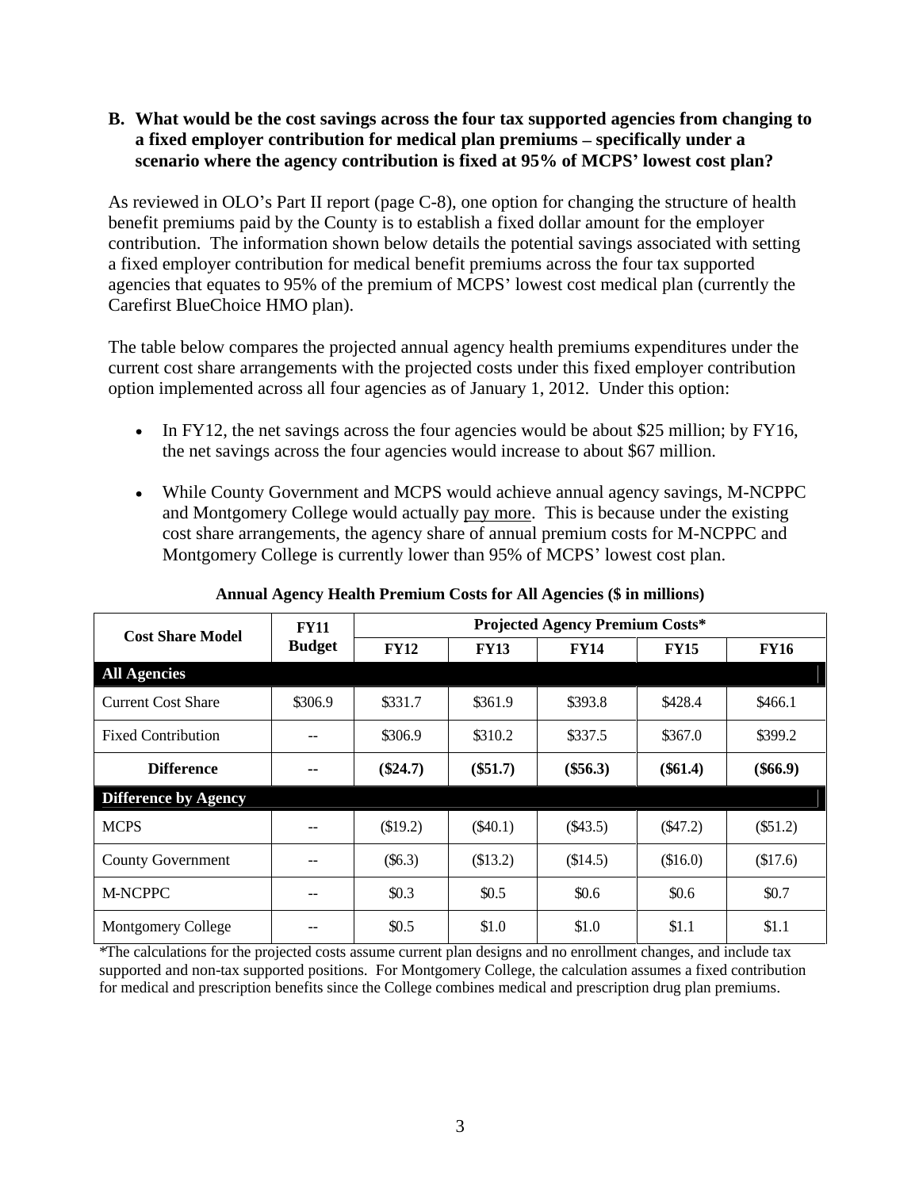**B. What would be the cost savings across the four tax supported agencies from changing to a fixed employer contribution for medical plan premiums – specifically under a scenario where the agency contribution is fixed at 95% of MCPS' lowest cost plan?**

As reviewed in OLO's Part II report (page C-8), one option for changing the structure of health benefit premiums paid by the County is to establish a fixed dollar amount for the employer contribution. The information shown below details the potential savings associated with setting a fixed employer contribution for medical benefit premiums across the four tax supported agencies that equates to 95% of the premium of MCPS' lowest cost medical plan (currently the Carefirst BlueChoice HMO plan).

The table below compares the projected annual agency health premiums expenditures under the current cost share arrangements with the projected costs under this fixed employer contribution option implemented across all four agencies as of January 1, 2012. Under this option:

- In FY12, the net savings across the four agencies would be about $25 million; by FY16, the net savings across the four agencies would increase to about $67 million.
- While County Government and MCPS would achieve annual agency savings, M-NCPPC and Montgomery College would actually pay more. This is because under the existing cost share arrangements, the agency share of annual premium costs for M-NCPPC and Montgomery College is currently lower than 95% of MCPS' lowest cost plan.

**Annual Agency Health Premium Costs for All Agencies ($ in millions)**

| Cost Share Model | FY11 Budget | Projected Agency Premium Costs* | | | | |
|---|---|---|---|---|---|---|
| | | FY12 | FY13 | FY14 | FY15 | FY16 |
| **All Agencies** | | | | | | |
| Current Cost Share | $306.9 | $331.7 | $361.9 | $393.8 | $428.4 | $466.1 |
| Fixed Contribution | -- | $306.9 | $310.2 | $337.5 | $367.0 | $399.2 |
| **Difference** | **--** | **($24.7)** | **($51.7)** | **($56.3)** | **($61.4)** | **($66.9)** |
| **Difference by Agency** | | | | | | |
| MCPS | -- | ($19.2) | ($40.1) | ($43.5) | ($47.2) | ($51.2) |
| County Government | -- | ($6.3) | ($13.2) | ($14.5) | ($16.0) | ($17.6) |
| M-NCPPC | -- | $0.3 | $0.5 | $0.6 | $0.6 | $0.7 |
| Montgomery College | -- | $0.5 | $1.0 | $1.0 | $1.1 | $1.1 |

*The calculations for the projected costs assume current plan designs and no enrollment changes, and include tax supported and non-tax supported positions. For Montgomery College, the calculation assumes a fixed contribution for medical and prescription benefits since the College combines medical and prescription drug plan premiums.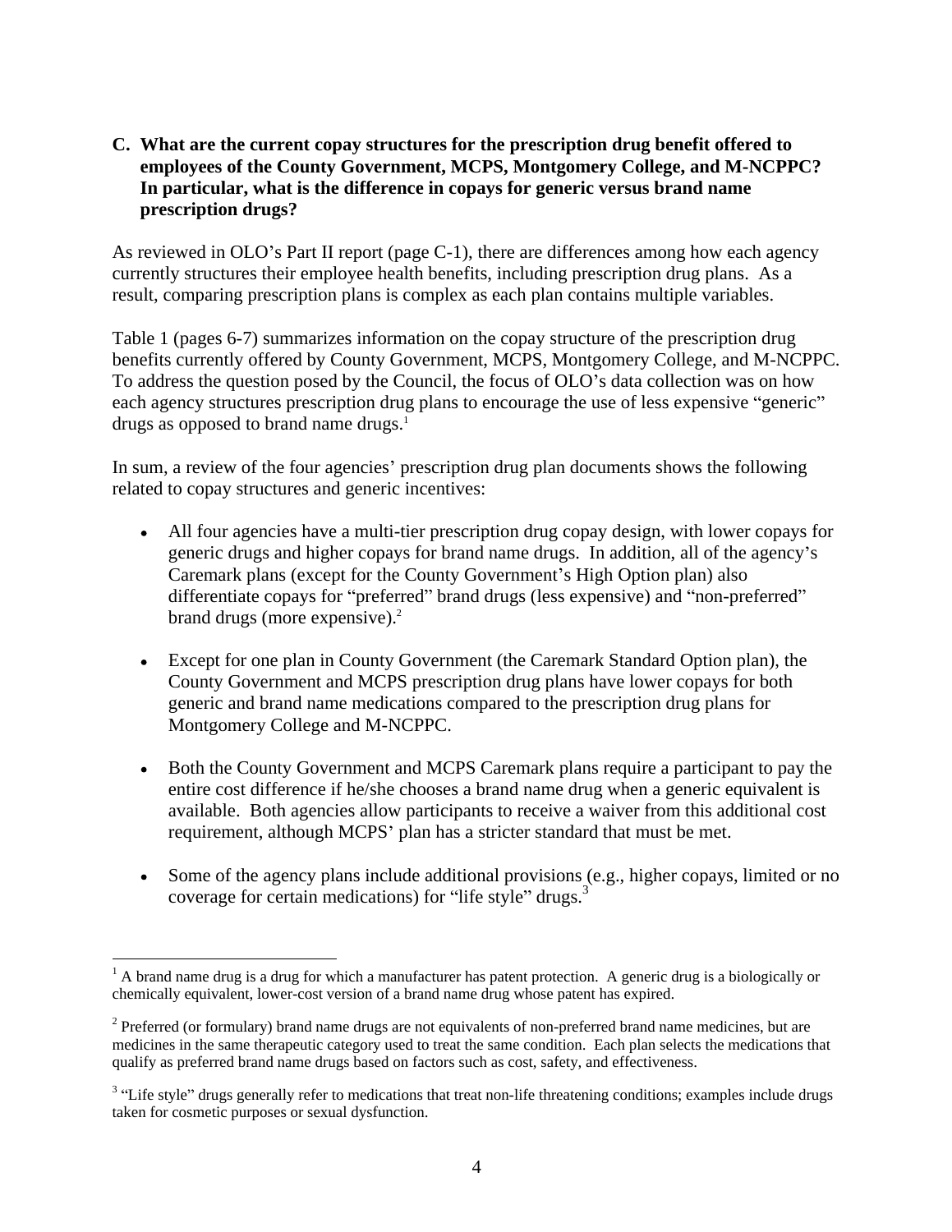**C. What are the current copay structures for the prescription drug benefit offered to employees of the County Government, MCPS, Montgomery College, and M-NCPPC? In particular, what is the difference in copays for generic versus brand name prescription drugs?**

As reviewed in OLO's Part II report (page C-1), there are differences among how each agency currently structures their employee health benefits, including prescription drug plans. As a result, comparing prescription plans is complex as each plan contains multiple variables.

Table 1 (pages 6-7) summarizes information on the copay structure of the prescription drug benefits currently offered by County Government, MCPS, Montgomery College, and M-NCPPC. To address the question posed by the Council, the focus of OLO's data collection was on how each agency structures prescription drug plans to encourage the use of less expensive "generic" drugs as opposed to brand name drugs.[1]

In sum, a review of the four agencies' prescription drug plan documents shows the following related to copay structures and generic incentives:

- All four agencies have a multi-tier prescription drug copay design, with lower copays for generic drugs and higher copays for brand name drugs. In addition, all of the agency's Caremark plans (except for the County Government's High Option plan) also differentiate copays for "preferred" brand drugs (less expensive) and "non-preferred" brand drugs (more expensive).[2]

- Except for one plan in County Government (the Caremark Standard Option plan), the County Government and MCPS prescription drug plans have lower copays for both generic and brand name medications compared to the prescription drug plans for Montgomery College and M-NCPPC.

- Both the County Government and MCPS Caremark plans require a participant to pay the entire cost difference if he/she chooses a brand name drug when a generic equivalent is available. Both agencies allow participants to receive a waiver from this additional cost requirement, although MCPS' plan has a stricter standard that must be met.

- Some of the agency plans include additional provisions (e.g., higher copays, limited or no coverage for certain medications) for "life style" drugs.[3]

[1] A brand name drug is a drug for which a manufacturer has patent protection. A generic drug is a biologically or chemically equivalent, lower-cost version of a brand name drug whose patent has expired.

[2] Preferred (or formulary) brand name drugs are not equivalents of non-preferred brand name medicines, but are medicines in the same therapeutic category used to treat the same condition. Each plan selects the medications that qualify as preferred brand name drugs based on factors such as cost, safety, and effectiveness.

[3] "Life style" drugs generally refer to medications that treat non-life threatening conditions; examples include drugs taken for cosmetic purposes or sexual dysfunction.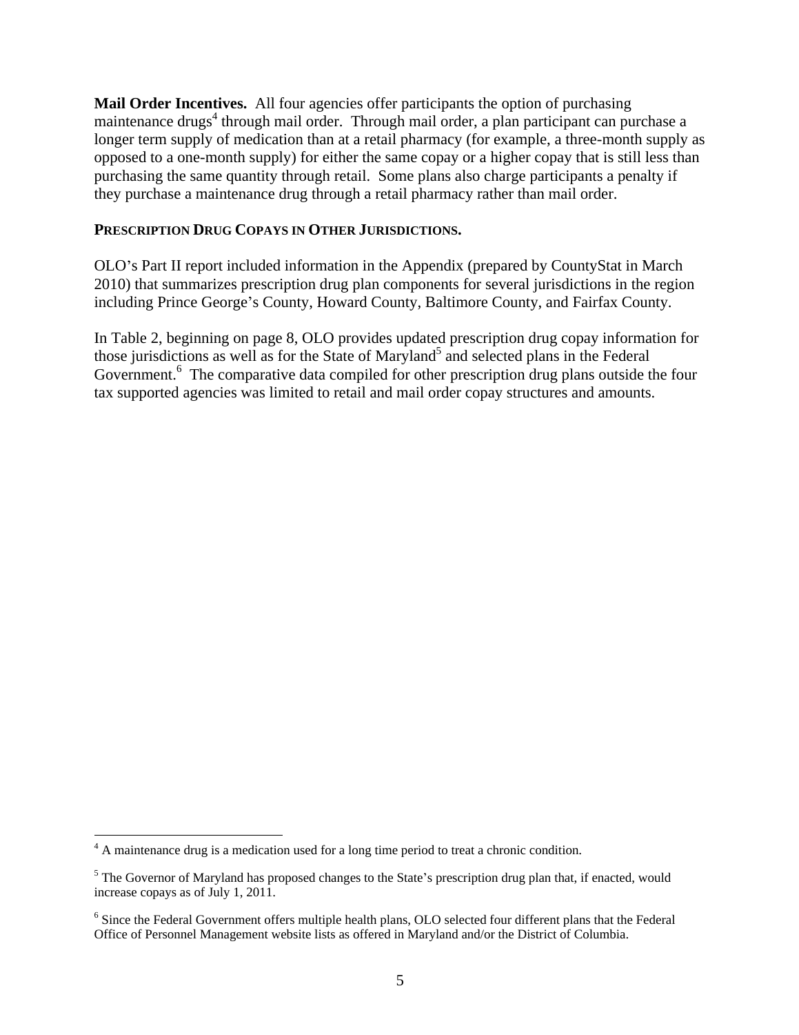**Mail Order Incentives.** All four agencies offer participants the option of purchasing maintenance drugs[4] through mail order. Through mail order, a plan participant can purchase a longer term supply of medication than at a retail pharmacy (for example, a three-month supply as opposed to a one-month supply) for either the same copay or a higher copay that is still less than purchasing the same quantity through retail. Some plans also charge participants a penalty if they purchase a maintenance drug through a retail pharmacy rather than mail order.

**PRESCRIPTION DRUG COPAYS IN OTHER JURISDICTIONS.**

OLO's Part II report included information in the Appendix (prepared by CountyStat in March 2010) that summarizes prescription drug plan components for several jurisdictions in the region including Prince George's County, Howard County, Baltimore County, and Fairfax County.

In Table 2, beginning on page 8, OLO provides updated prescription drug copay information for those jurisdictions as well as for the State of Maryland[5] and selected plans in the Federal Government.[6] The comparative data compiled for other prescription drug plans outside the four tax supported agencies was limited to retail and mail order copay structures and amounts.

---

[4] A maintenance drug is a medication used for a long time period to treat a chronic condition.

[5] The Governor of Maryland has proposed changes to the State's prescription drug plan that, if enacted, would increase copays as of July 1, 2011.

[6] Since the Federal Government offers multiple health plans, OLO selected four different plans that the Federal Office of Personnel Management website lists as offered in Maryland and/or the District of Columbia.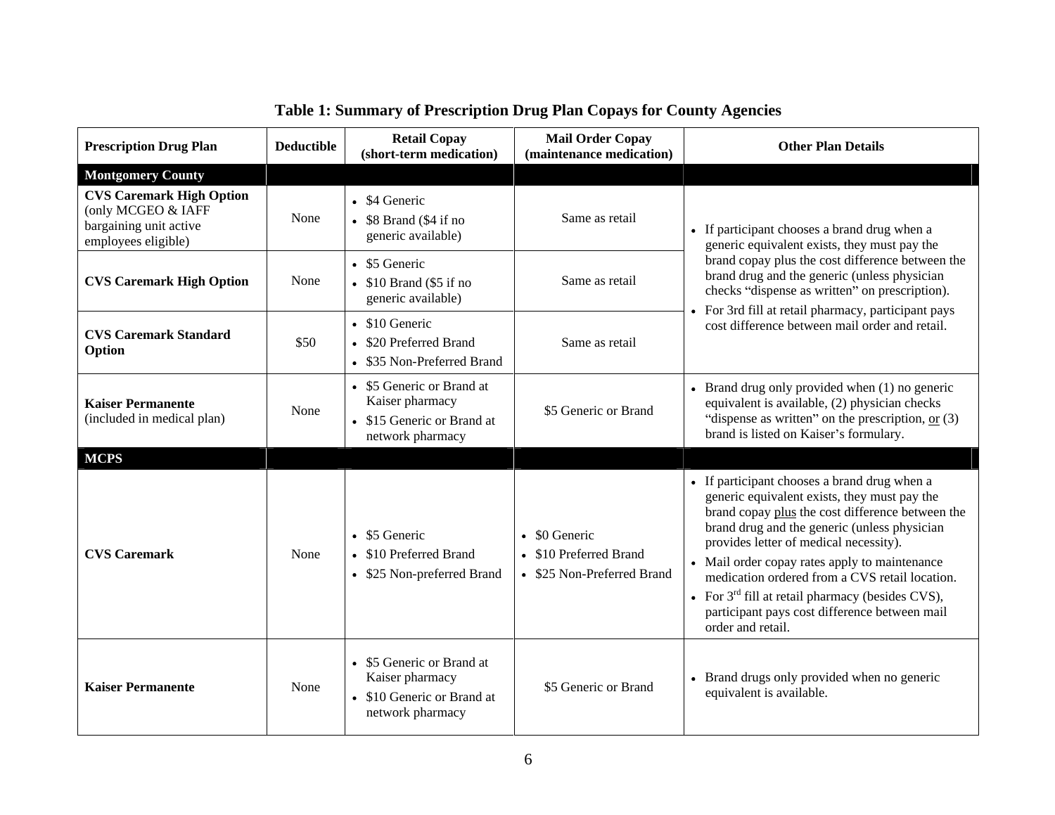**Table 1: Summary of Prescription Drug Plan Copays for County Agencies**

| Prescription Drug Plan | Deductible | Retail Copay (short-term medication) | Mail Order Copay (maintenance medication) | Other Plan Details |
|---|---|---|---|---|
| **Montgomery County** | | | | |
| **CVS Caremark High Option** (only MCGEO & IAFF bargaining unit active employees eligible) | None | • $4 Generic<br>• $8 Brand ($4 if no generic available) | Same as retail | • If participant chooses a brand drug when a generic equivalent exists, they must pay the brand copay plus the cost difference between the brand drug and the generic (unless physician checks "dispense as written" on prescription).<br>• For 3rd fill at retail pharmacy, participant pays cost difference between mail order and retail. |
| **CVS Caremark High Option** | None | • $5 Generic<br>• $10 Brand ($5 if no generic available) | Same as retail | |
| **CVS Caremark Standard Option** | $50 | • $10 Generic<br>• $20 Preferred Brand<br>• $35 Non-Preferred Brand | Same as retail | |
| **Kaiser Permanente** (included in medical plan) | None | • $5 Generic or Brand at Kaiser pharmacy<br>• $15 Generic or Brand at network pharmacy | $5 Generic or Brand | • Brand drug only provided when (1) no generic equivalent is available, (2) physician checks "dispense as written" on the prescription, or (3) brand is listed on Kaiser's formulary. |
| **MCPS** | | | | |
| **CVS Caremark** | None | • $5 Generic<br>• $10 Preferred Brand<br>• $25 Non-preferred Brand | • $0 Generic<br>• $10 Preferred Brand<br>• $25 Non-Preferred Brand | • If participant chooses a brand drug when a generic equivalent exists, they must pay the brand copay plus the cost difference between the brand drug and the generic (unless physician provides letter of medical necessity).<br>• Mail order copay rates apply to maintenance medication ordered from a CVS retail location.<br>• For 3rd fill at retail pharmacy (besides CVS), participant pays cost difference between mail order and retail. |
| **Kaiser Permanente** | None | • $5 Generic or Brand at Kaiser pharmacy<br>• $10 Generic or Brand at network pharmacy | $5 Generic or Brand | • Brand drugs only provided when no generic equivalent is available. |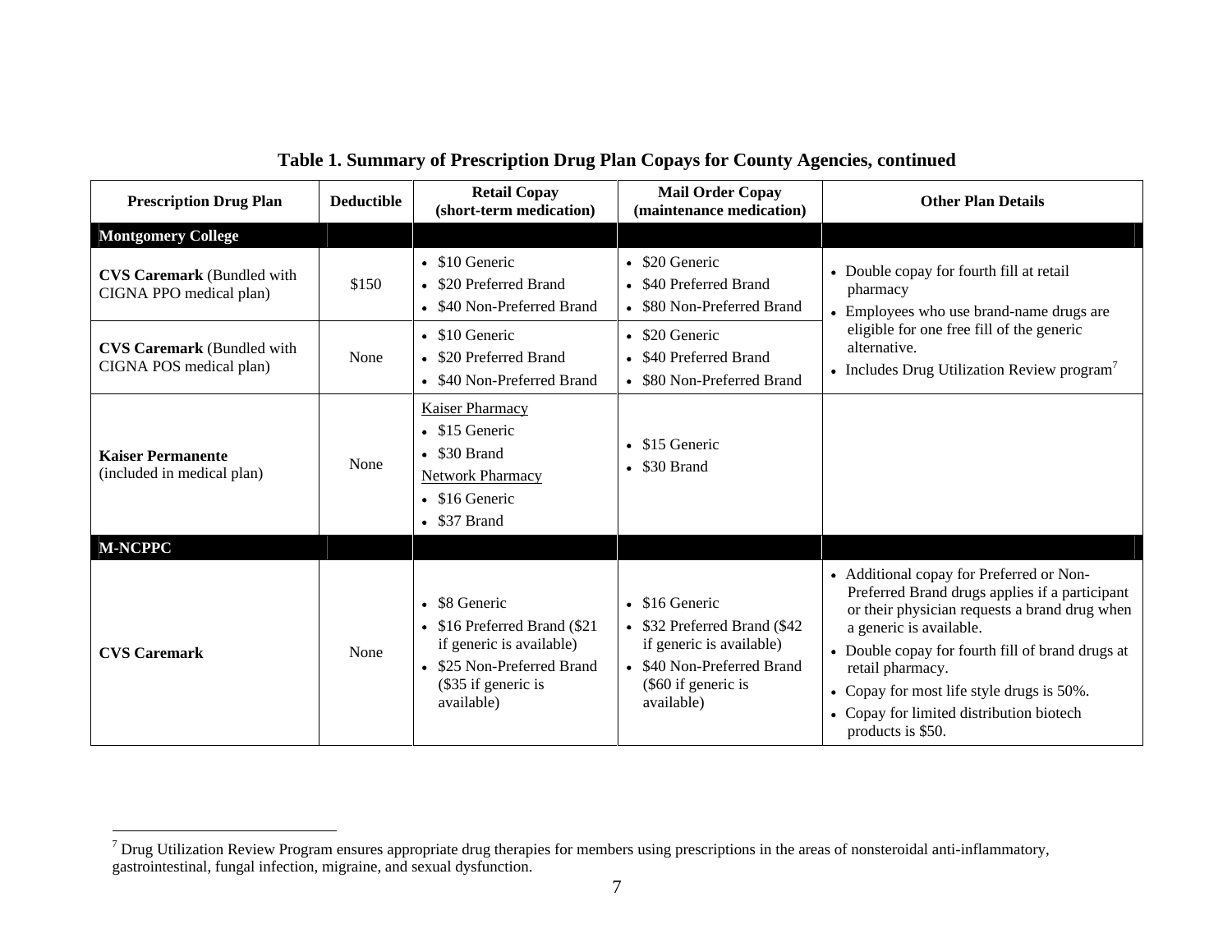**Table 1. Summary of Prescription Drug Plan Copays for County Agencies, continued**

| Prescription Drug Plan | Deductible | Retail Copay (short-term medication) | Mail Order Copay (maintenance medication) | Other Plan Details |
|---|---|---|---|---|
| **Montgomery College** | | | | |
| **CVS Caremark** (Bundled with CIGNA PPO medical plan) | $150 | • $10 Generic<br>• $20 Preferred Brand<br>• $40 Non-Preferred Brand | • $20 Generic<br>• $40 Preferred Brand<br>• $80 Non-Preferred Brand | • Double copay for fourth fill at retail pharmacy<br>• Employees who use brand-name drugs are eligible for one free fill of the generic alternative.<br>• Includes Drug Utilization Review program[7] |
| **CVS Caremark** (Bundled with CIGNA POS medical plan) | None | • $10 Generic<br>• $20 Preferred Brand<br>• $40 Non-Preferred Brand | • $20 Generic<br>• $40 Preferred Brand<br>• $80 Non-Preferred Brand | |
| **Kaiser Permanente** (included in medical plan) | None | Kaiser Pharmacy<br>• $15 Generic<br>• $30 Brand<br>Network Pharmacy<br>• $16 Generic<br>• $37 Brand | • $15 Generic<br>• $30 Brand | |
| **M-NCPPC** | | | | |
| **CVS Caremark** | None | • $8 Generic<br>• $16 Preferred Brand ($21 if generic is available)<br>• $25 Non-Preferred Brand ($35 if generic is available) | • $16 Generic<br>• $32 Preferred Brand ($42 if generic is available)<br>• $40 Non-Preferred Brand ($60 if generic is available) | • Additional copay for Preferred or Non-Preferred Brand drugs applies if a participant or their physician requests a brand drug when a generic is available.<br>• Double copay for fourth fill of brand drugs at retail pharmacy.<br>• Copay for most life style drugs is 50%.<br>• Copay for limited distribution biotech products is $50. |

[7] Drug Utilization Review Program ensures appropriate drug therapies for members using prescriptions in the areas of nonsteroidal anti-inflammatory, gastrointestinal, fungal infection, migraine, and sexual dysfunction.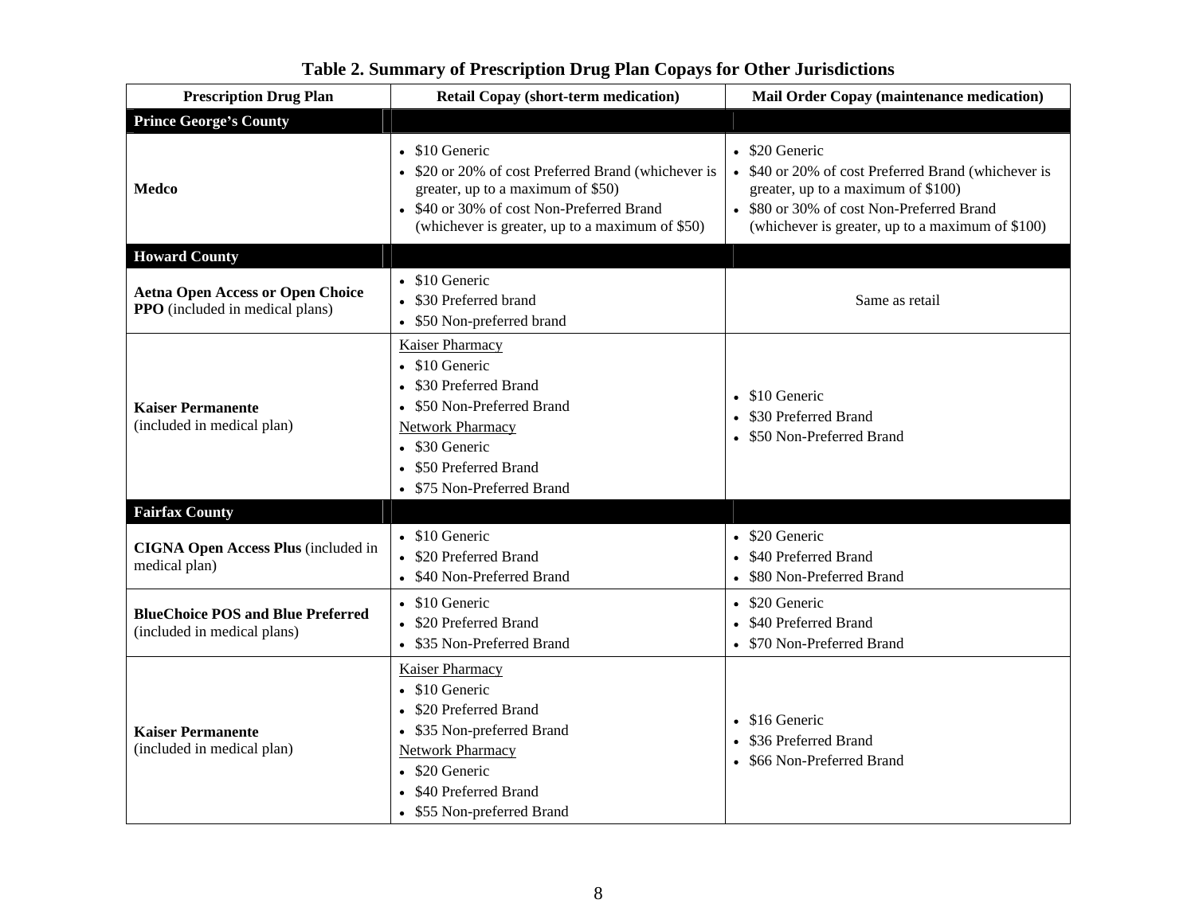**Table 2. Summary of Prescription Drug Plan Copays for Other Jurisdictions**

| Prescription Drug Plan | Retail Copay (short-term medication) | Mail Order Copay (maintenance medication) |
|---|---|---|
| **Prince George's County** | | |
| **Medco** | • $10 Generic<br>• $20 or 20% of cost Preferred Brand (whichever is greater, up to a maximum of $50)<br>• $40 or 30% of cost Non-Preferred Brand (whichever is greater, up to a maximum of $50) | • $20 Generic<br>• $40 or 20% of cost Preferred Brand (whichever is greater, up to a maximum of $100)<br>• $80 or 30% of cost Non-Preferred Brand (whichever is greater, up to a maximum of $100) |
| **Howard County** | | |
| **Aetna Open Access or Open Choice PPO** (included in medical plans) | • $10 Generic<br>• $30 Preferred brand<br>• $50 Non-preferred brand | Same as retail |
| **Kaiser Permanente** (included in medical plan) | Kaiser Pharmacy<br>• $10 Generic<br>• $30 Preferred Brand<br>• $50 Non-Preferred Brand<br>Network Pharmacy<br>• $30 Generic<br>• $50 Preferred Brand<br>• $75 Non-Preferred Brand | • $10 Generic<br>• $30 Preferred Brand<br>• $50 Non-Preferred Brand |
| **Fairfax County** | | |
| **CIGNA Open Access Plus** (included in medical plan) | • $10 Generic<br>• $20 Preferred Brand<br>• $40 Non-Preferred Brand | • $20 Generic<br>• $40 Preferred Brand<br>• $80 Non-Preferred Brand |
| **BlueChoice POS and Blue Preferred** (included in medical plans) | • $10 Generic<br>• $20 Preferred Brand<br>• $35 Non-Preferred Brand | • $20 Generic<br>• $40 Preferred Brand<br>• $70 Non-Preferred Brand |
| **Kaiser Permanente** (included in medical plan) | Kaiser Pharmacy<br>• $10 Generic<br>• $20 Preferred Brand<br>• $35 Non-preferred Brand<br>Network Pharmacy<br>• $20 Generic<br>• $40 Preferred Brand<br>• $55 Non-preferred Brand | • $16 Generic<br>• $36 Preferred Brand<br>• $66 Non-Preferred Brand |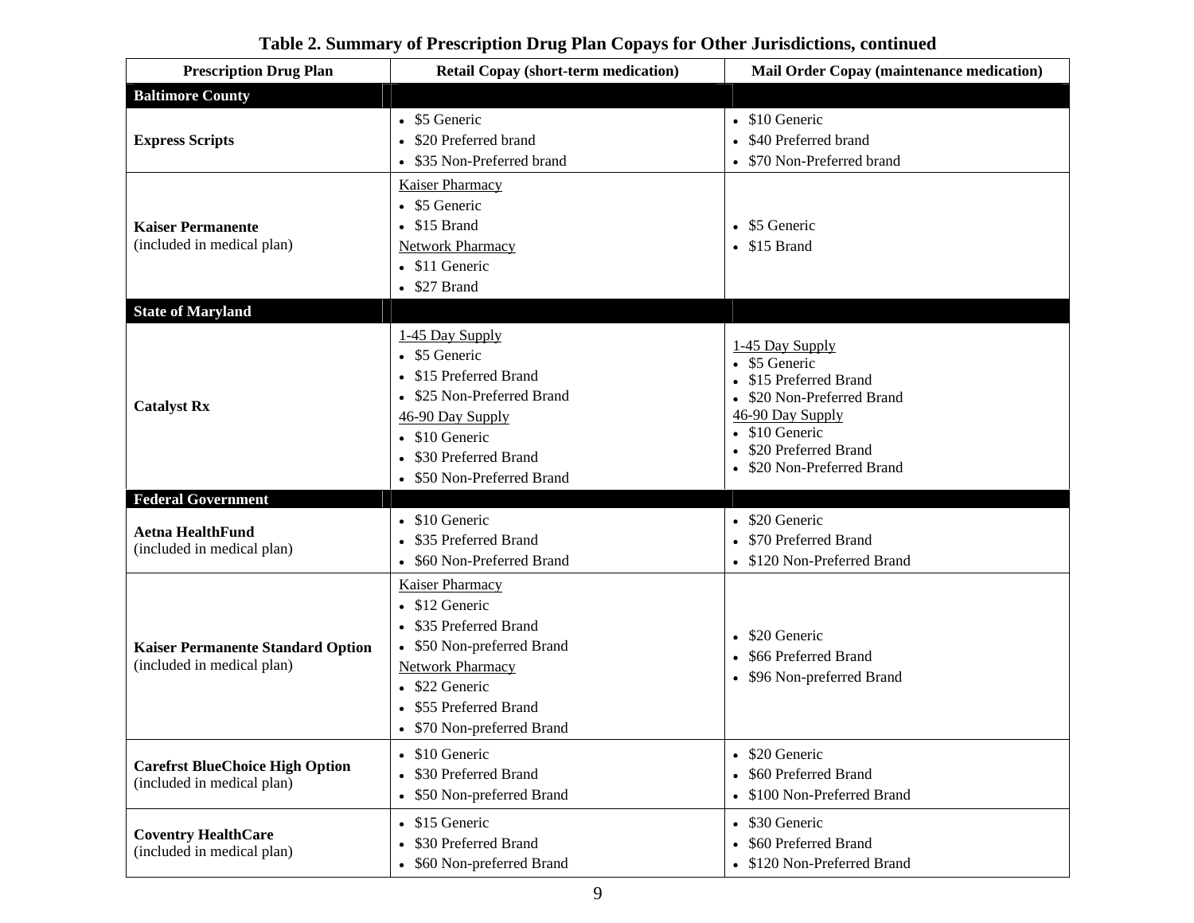**Table 2. Summary of Prescription Drug Plan Copays for Other Jurisdictions, continued**

| Prescription Drug Plan | Retail Copay (short-term medication) | Mail Order Copay (maintenance medication) |
|---|---|---|
| **Baltimore County** | | |
| **Express Scripts** | • \$5 Generic<br>• \$20 Preferred brand<br>• \$35 Non-Preferred brand | • \$10 Generic<br>• \$40 Preferred brand<br>• \$70 Non-Preferred brand |
| **Kaiser Permanente** (included in medical plan) | Kaiser Pharmacy<br>• \$5 Generic<br>• \$15 Brand<br>Network Pharmacy<br>• \$11 Generic<br>• \$27 Brand | • \$5 Generic<br>• \$15 Brand |
| **State of Maryland** | | |
| **Catalyst Rx** | 1-45 Day Supply<br>• \$5 Generic<br>• \$15 Preferred Brand<br>• \$25 Non-Preferred Brand<br>46-90 Day Supply<br>• \$10 Generic<br>• \$30 Preferred Brand<br>• \$50 Non-Preferred Brand | 1-45 Day Supply<br>• \$5 Generic<br>• \$15 Preferred Brand<br>• \$20 Non-Preferred Brand<br>46-90 Day Supply<br>• \$10 Generic<br>• \$20 Preferred Brand<br>• \$20 Non-Preferred Brand |
| **Federal Government** | | |
| **Aetna HealthFund** (included in medical plan) | • \$10 Generic<br>• \$35 Preferred Brand<br>• \$60 Non-Preferred Brand | • \$20 Generic<br>• \$70 Preferred Brand<br>• \$120 Non-Preferred Brand |
| **Kaiser Permanente Standard Option** (included in medical plan) | Kaiser Pharmacy<br>• \$12 Generic<br>• \$35 Preferred Brand<br>• \$50 Non-preferred Brand<br>Network Pharmacy<br>• \$22 Generic<br>• \$55 Preferred Brand<br>• \$70 Non-preferred Brand | • \$20 Generic<br>• \$66 Preferred Brand<br>• \$96 Non-preferred Brand |
| **Carefrst BlueChoice High Option** (included in medical plan) | • \$10 Generic<br>• \$30 Preferred Brand<br>• \$50 Non-preferred Brand | • \$20 Generic<br>• \$60 Preferred Brand<br>• \$100 Non-Preferred Brand |
| **Coventry HealthCare** (included in medical plan) | • \$15 Generic<br>• \$30 Preferred Brand<br>• \$60 Non-preferred Brand | • \$30 Generic<br>• \$60 Preferred Brand<br>• \$120 Non-Preferred Brand |